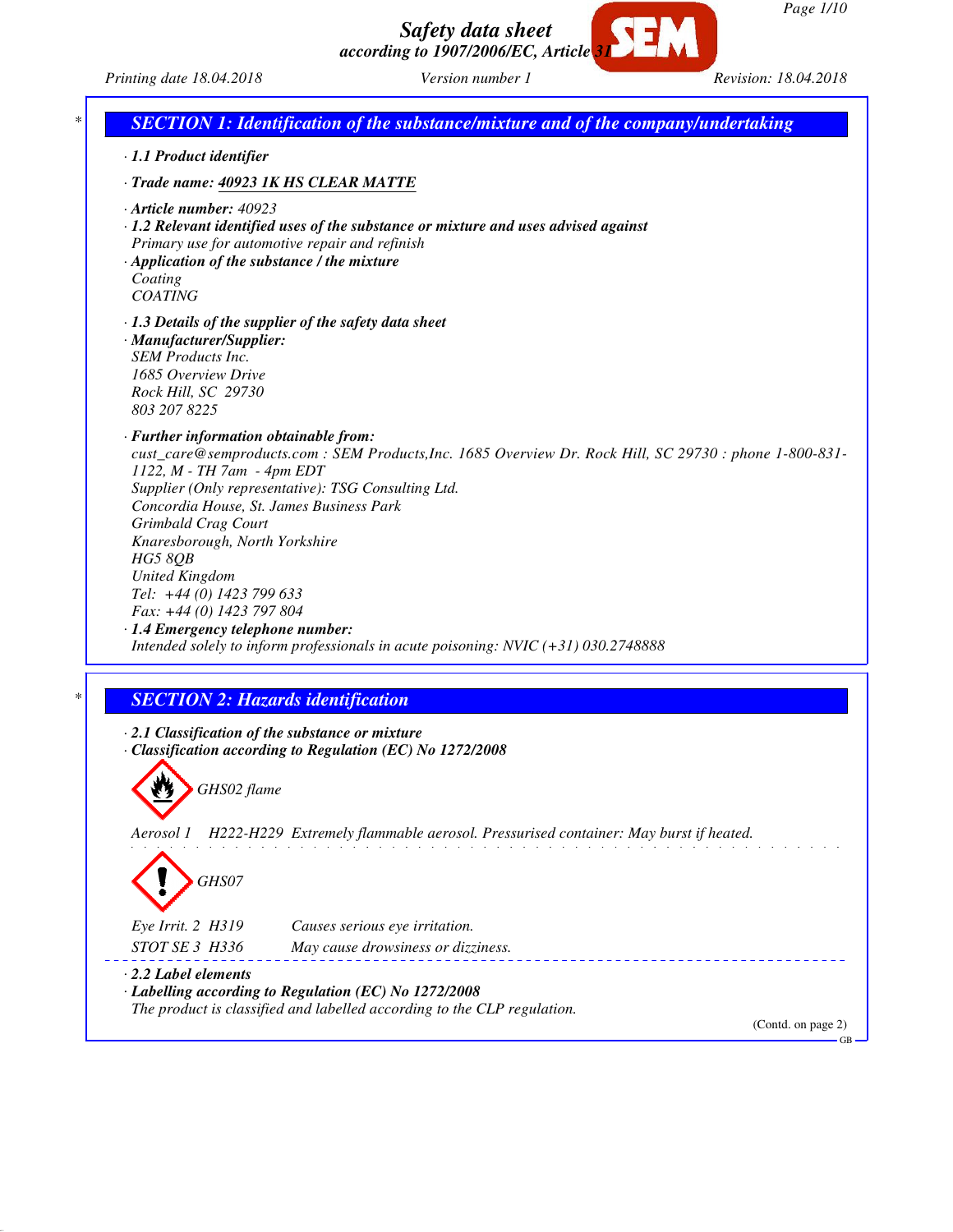# Safety data sheet

*according to 1907/2006/EC, Article 31*

Printing date 18.04.2018 | Version number 1 | Revision: 18.04.2018

## SECTION 1: Identification of the substance/mixture and of the company/undertaking

· **1.1 Product identifier**

· **Trade name: 40923 1K HS CLEAR MATTE**

· **Article number:** 40923

· **1.2 Relevant identified uses of the substance or mixture and uses advised against**
Primary use for automotive repair and refinish

· **Application of the substance / the mixture**
Coating
COATING

· **1.3 Details of the supplier of the safety data sheet**

· **Manufacturer/Supplier:**
SEM Products Inc.
1685 Overview Drive
Rock Hill, SC 29730
803 207 8225

· **Further information obtainable from:**
cust_care@semproducts.com : SEM Products,Inc. 1685 Overview Dr. Rock Hill, SC 29730 : phone 1-800-831-1122, M - TH 7am - 4pm EDT
Supplier (Only representative): TSG Consulting Ltd.
Concordia House, St. James Business Park
Grimbald Crag Court
Knaresborough, North Yorkshire
HG5 8QB
United Kingdom
Tel: +44 (0) 1423 799 633
Fax: +44 (0) 1423 797 804

· **1.4 Emergency telephone number:**
Intended solely to inform professionals in acute poisoning: NVIC (+31) 030.2748888

## SECTION 2: Hazards identification

· **2.1 Classification of the substance or mixture**

· **Classification according to Regulation (EC) No 1272/2008**

GHS02 flame

Aerosol 1 H222-H229 Extremely flammable aerosol. Pressurised container: May burst if heated.

GHS07

Eye Irrit. 2 H319 Causes serious eye irritation.

STOT SE 3 H336 May cause drowsiness or dizziness.

· **2.2 Label elements**

· **Labelling according to Regulation (EC) No 1272/2008**
The product is classified and labelled according to the CLP regulation.

(Contd. on page 2)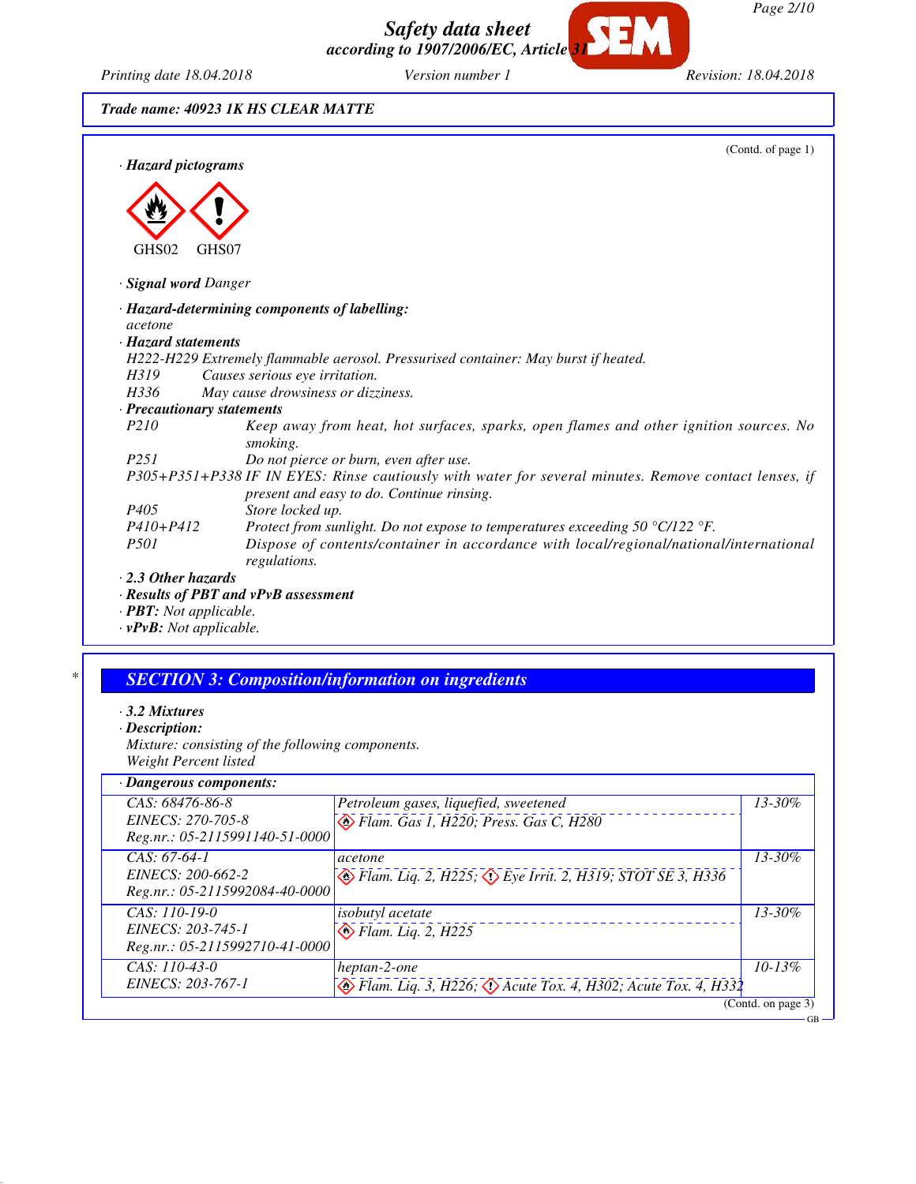**Trade name: 40923 1K HS CLEAR MATTE**

(Contd. of page 1)

· **Hazard pictograms**

GHS02 GHS07

· **Signal word** Danger

· **Hazard-determining components of labelling:**
acetone

· **Hazard statements**

H222-H229 Extremely flammable aerosol. Pressurised container: May burst if heated.
H319 Causes serious eye irritation.
H336 May cause drowsiness or dizziness.

· **Precautionary statements**

P210 Keep away from heat, hot surfaces, sparks, open flames and other ignition sources. No smoking.
P251 Do not pierce or burn, even after use.
P305+P351+P338 IF IN EYES: Rinse cautiously with water for several minutes. Remove contact lenses, if present and easy to do. Continue rinsing.
P405 Store locked up.
P410+P412 Protect from sunlight. Do not expose to temperatures exceeding 50 °C/122 °F.
P501 Dispose of contents/container in accordance with local/regional/national/international regulations.

· **2.3 Other hazards**
· **Results of PBT and vPvB assessment**
· **PBT:** Not applicable.
· **vPvB:** Not applicable.

## * SECTION 3: Composition/information on ingredients

· **3.2 Mixtures**
· **Description:**
Mixture: consisting of the following components.
Weight Percent listed

· **Dangerous components:**

| | | |
|---|---|---|
| CAS: 68476-86-8<br>EINECS: 270-705-8<br>Reg.nr.: 05-2115991140-51-0000 | Petroleum gases, liquefied, sweetened<br>Flam. Gas 1, H220; Press. Gas C, H280 | 13-30% |
| CAS: 67-64-1<br>EINECS: 200-662-2<br>Reg.nr.: 05-2115992084-40-0000 | acetone<br>Flam. Liq. 2, H225; Eye Irrit. 2, H319; STOT SE 3, H336 | 13-30% |
| CAS: 110-19-0<br>EINECS: 203-745-1<br>Reg.nr.: 05-2115992710-41-0000 | isobutyl acetate<br>Flam. Liq. 2, H225 | 13-30% |
| CAS: 110-43-0<br>EINECS: 203-767-1 | heptan-2-one<br>Flam. Liq. 3, H226; Acute Tox. 4, H302; Acute Tox. 4, H332 | 10-13% |

(Contd. on page 3)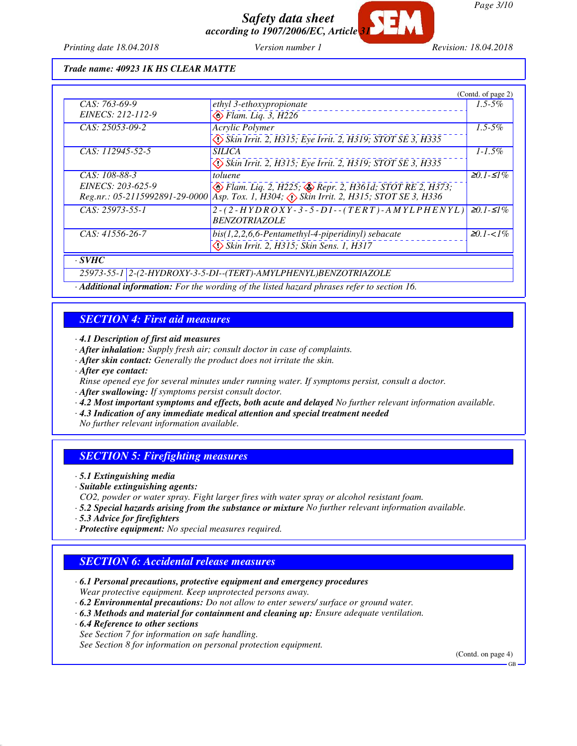*Trade name: 40923 1K HS CLEAR MATTE*

(Contd. of page 2)

| | | |
|---|---|---|
| CAS: 763-69-9<br>EINECS: 212-112-9 | ethyl 3-ethoxypropionate<br>Flam. Liq. 3, H226 | 1.5-5% |
| CAS: 25053-09-2 | Acrylic Polymer<br>Skin Irrit. 2, H315; Eye Irrit. 2, H319; STOT SE 3, H335 | 1.5-5% |
| CAS: 112945-52-5 | SILICA<br>Skin Irrit. 2, H315; Eye Irrit. 2, H319; STOT SE 3, H335 | 1-1.5% |
| CAS: 108-88-3<br>EINECS: 203-625-9<br>Reg.nr.: 05-2115992891-29-0000 | toluene<br>Flam. Liq. 2, H225; Repr. 2, H361d; STOT RE 2, H373; Asp. Tox. 1, H304; Skin Irrit. 2, H315; STOT SE 3, H336 | ≥0.1-≤1% |
| CAS: 25973-55-1 | 2-(2-HYDROXY-3-5-DI--(TERT)-AMYLPHENYL) BENZOTRIAZOLE | ≥0.1-≤1% |
| CAS: 41556-26-7 | bis(1,2,2,6,6-Pentamethyl-4-piperidinyl) sebacate<br>Skin Irrit. 2, H315; Skin Sens. 1, H317 | ≥0.1-<1% |

· **SVHC**

| | |
|---|---|
| 25973-55-1 | 2-(2-HYDROXY-3-5-DI--(TERT)-AMYLPHENYL)BENZOTRIAZOLE |

· **Additional information:** For the wording of the listed hazard phrases refer to section 16.

## SECTION 4: First aid measures

· **4.1 Description of first aid measures**
· **After inhalation:** Supply fresh air; consult doctor in case of complaints.
· **After skin contact:** Generally the product does not irritate the skin.
· **After eye contact:**
Rinse opened eye for several minutes under running water. If symptoms persist, consult a doctor.
· **After swallowing:** If symptoms persist consult doctor.
· **4.2 Most important symptoms and effects, both acute and delayed** No further relevant information available.
· **4.3 Indication of any immediate medical attention and special treatment needed**
No further relevant information available.

## SECTION 5: Firefighting measures

· **5.1 Extinguishing media**
· **Suitable extinguishing agents:**
CO2, powder or water spray. Fight larger fires with water spray or alcohol resistant foam.
· **5.2 Special hazards arising from the substance or mixture** No further relevant information available.
· **5.3 Advice for firefighters**
· **Protective equipment:** No special measures required.

## SECTION 6: Accidental release measures

· **6.1 Personal precautions, protective equipment and emergency procedures**
Wear protective equipment. Keep unprotected persons away.
· **6.2 Environmental precautions:** Do not allow to enter sewers/ surface or ground water.
· **6.3 Methods and material for containment and cleaning up:** Ensure adequate ventilation.
· **6.4 Reference to other sections**
See Section 7 for information on safe handling.
See Section 8 for information on personal protection equipment.

(Contd. on page 4)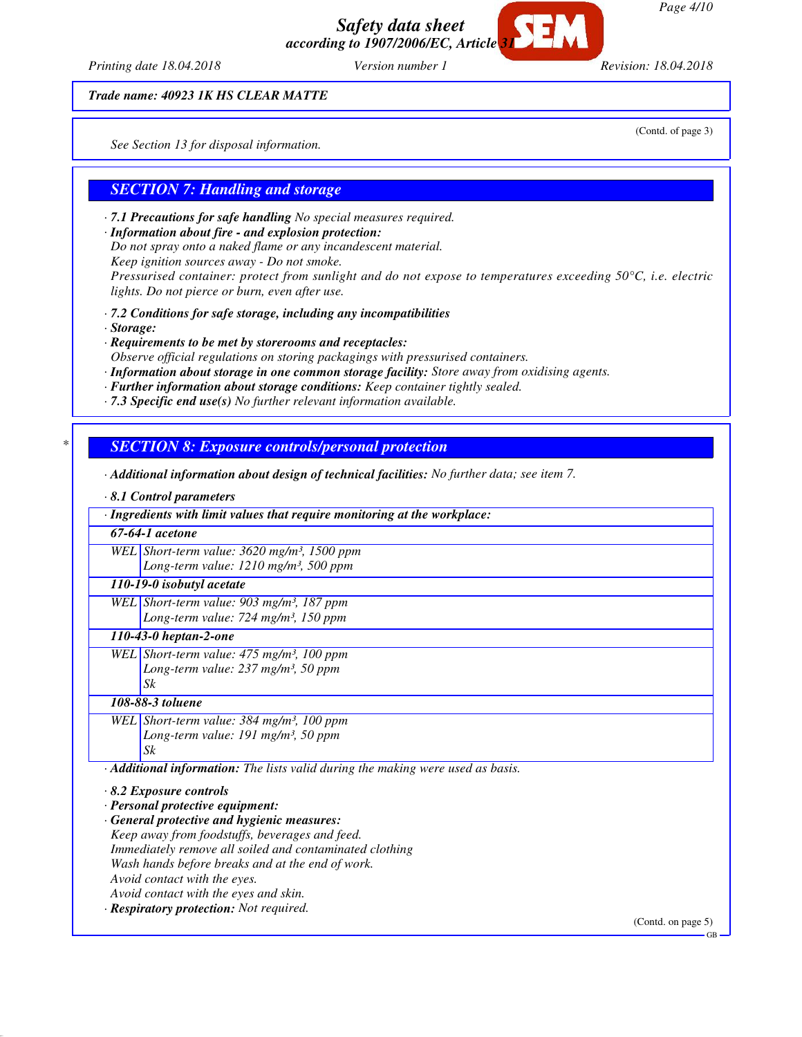Trade name: 40923 1K HS CLEAR MATTE

(Contd. of page 3)

See Section 13 for disposal information.

## SECTION 7: Handling and storage

· **7.1 Precautions for safe handling** No special measures required.
· **Information about fire - and explosion protection:**
Do not spray onto a naked flame or any incandescent material.
Keep ignition sources away - Do not smoke.
Pressurised container: protect from sunlight and do not expose to temperatures exceeding 50°C, i.e. electric lights. Do not pierce or burn, even after use.

· **7.2 Conditions for safe storage, including any incompatibilities**
· **Storage:**
· **Requirements to be met by storerooms and receptacles:**
Observe official regulations on storing packagings with pressurised containers.
· **Information about storage in one common storage facility:** Store away from oxidising agents.
· **Further information about storage conditions:** Keep container tightly sealed.
· **7.3 Specific end use(s)** No further relevant information available.

## SECTION 8: Exposure controls/personal protection

· **Additional information about design of technical facilities:** No further data; see item 7.

· **8.1 Control parameters**

| · Ingredients with limit values that require monitoring at the workplace: | |
|---|---|
| **67-64-1 acetone** | |
| WEL | Short-term value: 3620 mg/m³, 1500 ppm<br>Long-term value: 1210 mg/m³, 500 ppm |
| **110-19-0 isobutyl acetate** | |
| WEL | Short-term value: 903 mg/m³, 187 ppm<br>Long-term value: 724 mg/m³, 150 ppm |
| **110-43-0 heptan-2-one** | |
| WEL | Short-term value: 475 mg/m³, 100 ppm<br>Long-term value: 237 mg/m³, 50 ppm<br>Sk |
| **108-88-3 toluene** | |
| WEL | Short-term value: 384 mg/m³, 100 ppm<br>Long-term value: 191 mg/m³, 50 ppm<br>Sk |

· **Additional information:** The lists valid during the making were used as basis.

· **8.2 Exposure controls**
· **Personal protective equipment:**
· **General protective and hygienic measures:**
Keep away from foodstuffs, beverages and feed.
Immediately remove all soiled and contaminated clothing
Wash hands before breaks and at the end of work.
Avoid contact with the eyes.
Avoid contact with the eyes and skin.
· **Respiratory protection:** Not required.

(Contd. on page 5)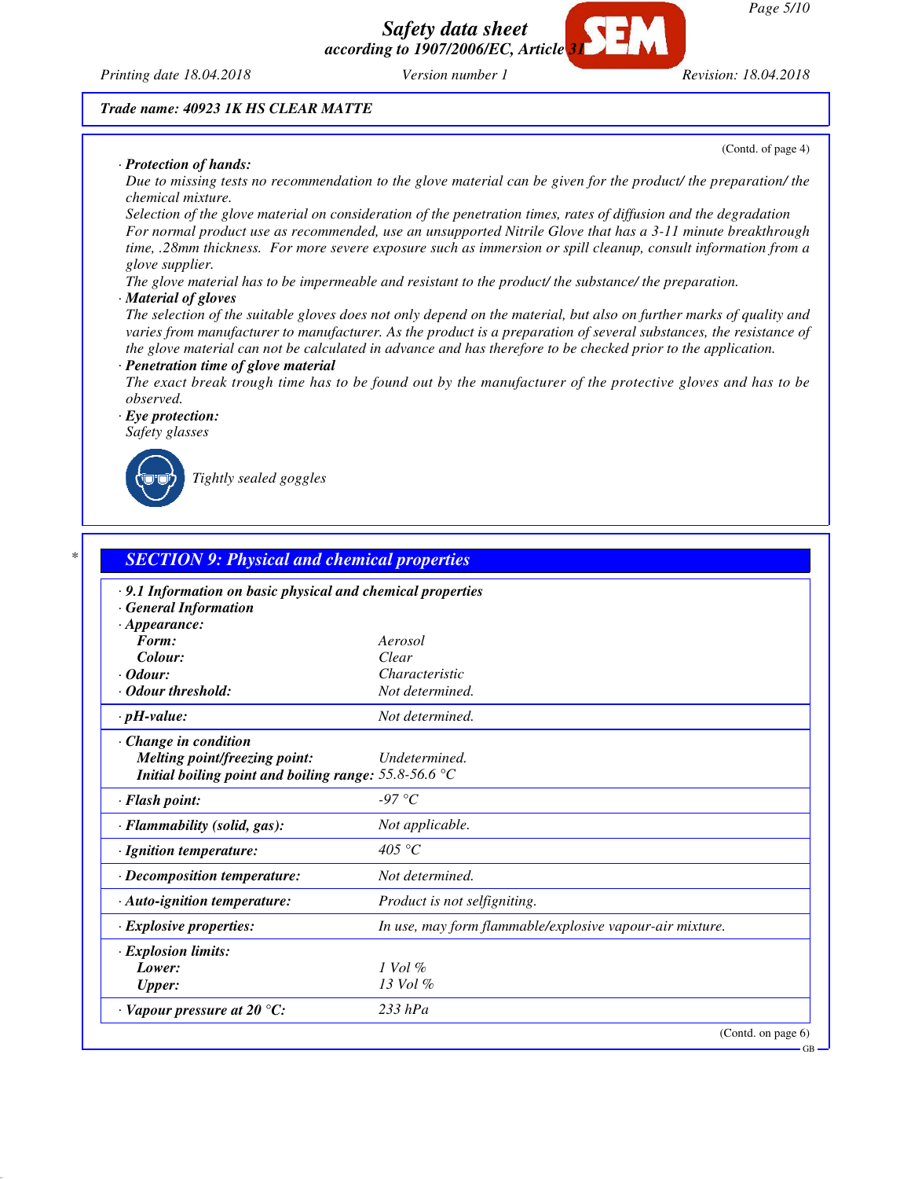**Trade name: 40923 1K HS CLEAR MATTE**

(Contd. of page 4)

· **Protection of hands:**

Due to missing tests no recommendation to the glove material can be given for the product/ the preparation/ the chemical mixture.

Selection of the glove material on consideration of the penetration times, rates of diffusion and the degradation

For normal product use as recommended, use an unsupported Nitrile Glove that has a 3-11 minute breakthrough time, .28mm thickness. For more severe exposure such as immersion or spill cleanup, consult information from a glove supplier.

The glove material has to be impermeable and resistant to the product/ the substance/ the preparation.

· **Material of gloves**

The selection of the suitable gloves does not only depend on the material, but also on further marks of quality and varies from manufacturer to manufacturer. As the product is a preparation of several substances, the resistance of the glove material can not be calculated in advance and has therefore to be checked prior to the application.

· **Penetration time of glove material**

The exact break trough time has to be found out by the manufacturer of the protective gloves and has to be observed.

· **Eye protection:**

Safety glasses

Tightly sealed goggles

## SECTION 9: Physical and chemical properties

· **9.1 Information on basic physical and chemical properties**

· **General Information**

| | |
|---|---|
| · **Appearance:** | |
| **Form:** | Aerosol |
| **Colour:** | Clear |
| · **Odour:** | Characteristic |
| · **Odour threshold:** | Not determined. |
| · **pH-value:** | Not determined. |
| · **Change in condition** | |
| **Melting point/freezing point:** | Undetermined. |
| **Initial boiling point and boiling range:** | 55.8-56.6 °C |
| · **Flash point:** | -97 °C |
| · **Flammability (solid, gas):** | Not applicable. |
| · **Ignition temperature:** | 405 °C |
| · **Decomposition temperature:** | Not determined. |
| · **Auto-ignition temperature:** | Product is not selfigniting. |
| · **Explosive properties:** | In use, may form flammable/explosive vapour-air mixture. |
| · **Explosion limits:** | |
| **Lower:** | 1 Vol % |
| **Upper:** | 13 Vol % |
| · **Vapour pressure at 20 °C:** | 233 hPa |

(Contd. on page 6)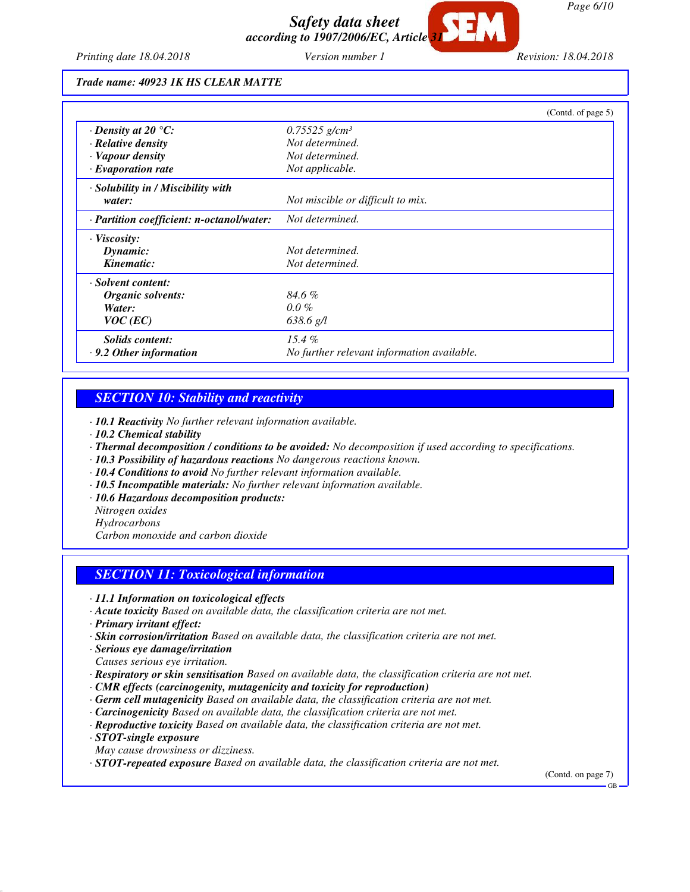**Trade name: 40923 1K HS CLEAR MATTE**

(Contd. of page 5)

| | |
|---|---|
| · **Density at 20 °C:** | 0.75525 g/cm³ |
| · **Relative density** | Not determined. |
| · **Vapour density** | Not determined. |
| · **Evaporation rate** | Not applicable. |
| · **Solubility in / Miscibility with water:** | Not miscible or difficult to mix. |
| · **Partition coefficient: n-octanol/water:** | Not determined. |
| · **Viscosity:** | |
| **Dynamic:** | Not determined. |
| **Kinematic:** | Not determined. |
| · **Solvent content:** | |
| **Organic solvents:** | 84.6 % |
| **Water:** | 0.0 % |
| **VOC (EC)** | 638.6 g/l |
| **Solids content:** | 15.4 % |
| · **9.2 Other information** | No further relevant information available. |

## SECTION 10: Stability and reactivity

· **10.1 Reactivity** No further relevant information available.
· **10.2 Chemical stability**
· **Thermal decomposition / conditions to be avoided:** No decomposition if used according to specifications.
· **10.3 Possibility of hazardous reactions** No dangerous reactions known.
· **10.4 Conditions to avoid** No further relevant information available.
· **10.5 Incompatible materials:** No further relevant information available.
· **10.6 Hazardous decomposition products:**
Nitrogen oxides
Hydrocarbons
Carbon monoxide and carbon dioxide

## SECTION 11: Toxicological information

· **11.1 Information on toxicological effects**
· **Acute toxicity** Based on available data, the classification criteria are not met.
· **Primary irritant effect:**
· **Skin corrosion/irritation** Based on available data, the classification criteria are not met.
· **Serious eye damage/irritation**
Causes serious eye irritation.
· **Respiratory or skin sensitisation** Based on available data, the classification criteria are not met.
· **CMR effects (carcinogenity, mutagenicity and toxicity for reproduction)**
· **Germ cell mutagenicity** Based on available data, the classification criteria are not met.
· **Carcinogenicity** Based on available data, the classification criteria are not met.
· **Reproductive toxicity** Based on available data, the classification criteria are not met.
· **STOT-single exposure**
May cause drowsiness or dizziness.
· **STOT-repeated exposure** Based on available data, the classification criteria are not met.

(Contd. on page 7)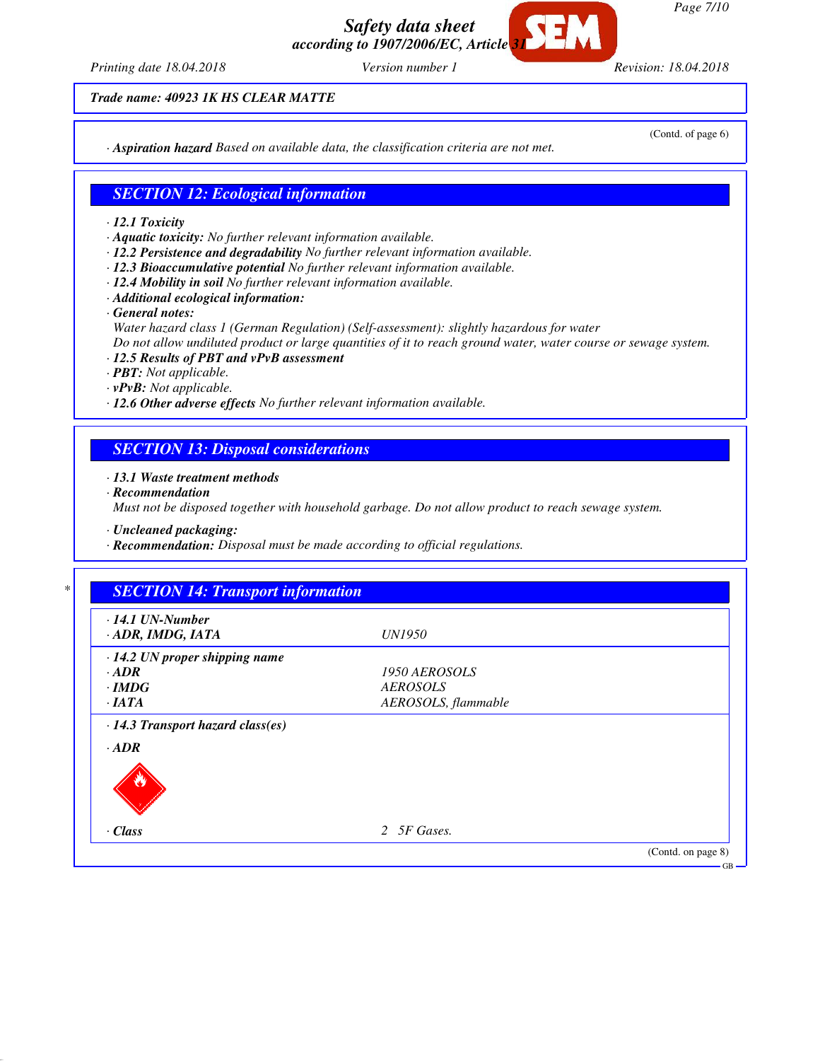Trade name: 40923 1K HS CLEAR MATTE

(Contd. of page 6)

· **Aspiration hazard** Based on available data, the classification criteria are not met.

## SECTION 12: Ecological information

· **12.1 Toxicity**
· **Aquatic toxicity:** No further relevant information available.
· **12.2 Persistence and degradability** No further relevant information available.
· **12.3 Bioaccumulative potential** No further relevant information available.
· **12.4 Mobility in soil** No further relevant information available.
· **Additional ecological information:**
· **General notes:**
Water hazard class 1 (German Regulation) (Self-assessment): slightly hazardous for water
Do not allow undiluted product or large quantities of it to reach ground water, water course or sewage system.
· **12.5 Results of PBT and vPvB assessment**
· **PBT:** Not applicable.
· **vPvB:** Not applicable.
· **12.6 Other adverse effects** No further relevant information available.

## SECTION 13: Disposal considerations

· **13.1 Waste treatment methods**
· **Recommendation**
Must not be disposed together with household garbage. Do not allow product to reach sewage system.

· **Uncleaned packaging:**
· **Recommendation:** Disposal must be made according to official regulations.

## SECTION 14: Transport information

| | |
|---|---|
| · **14.1 UN-Number** | |
| · **ADR, IMDG, IATA** | UN1950 |
| · **14.2 UN proper shipping name** | |
| · **ADR** | 1950 AEROSOLS |
| · **IMDG** | AEROSOLS |
| · **IATA** | AEROSOLS, flammable |
| · **14.3 Transport hazard class(es)** | |
| · **ADR** | |
| · **Class** | 2 5F Gases. |

(Contd. on page 8)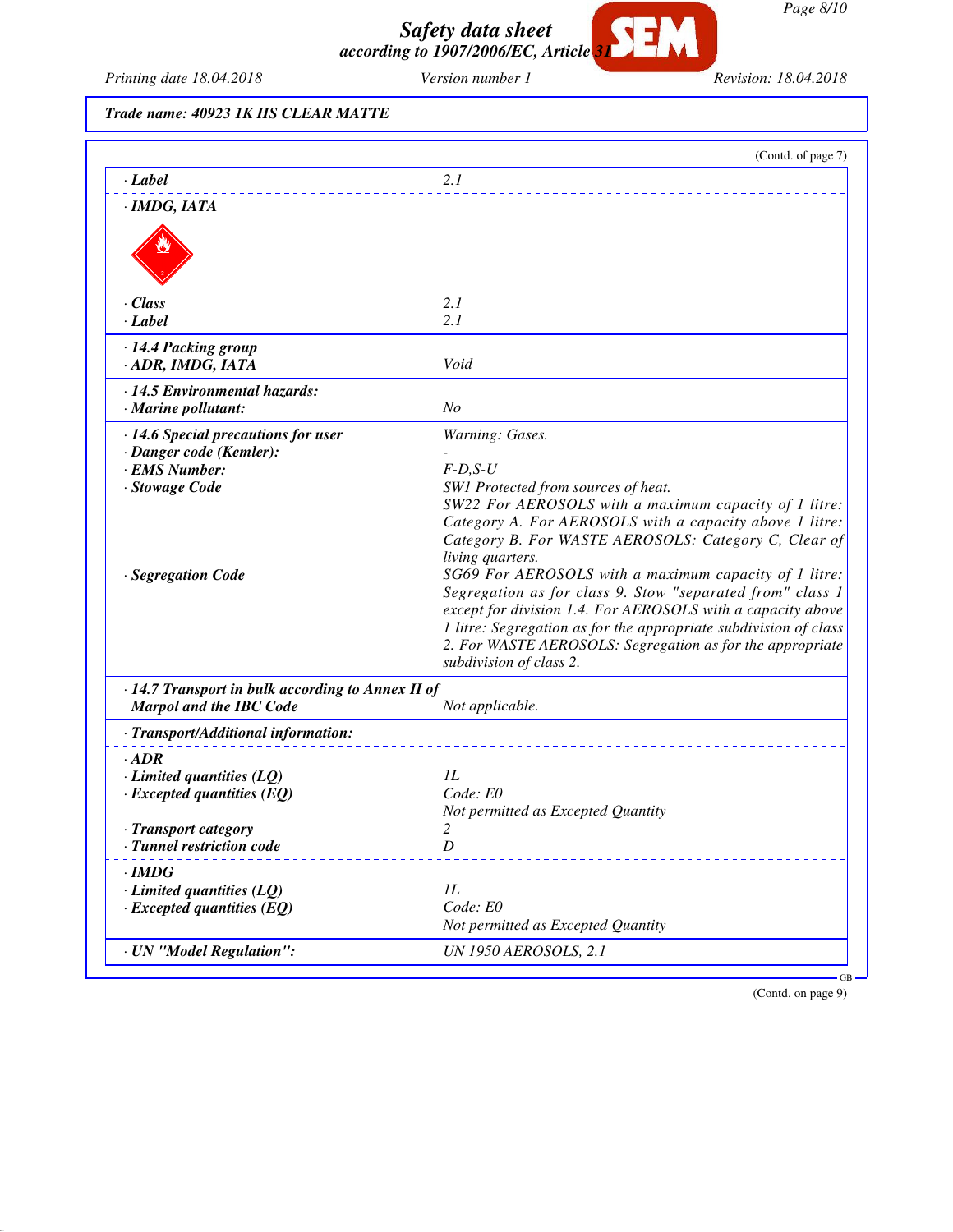**Trade name: 40923 1K HS CLEAR MATTE**

(Contd. of page 7)

| | |
|---|---|
| · **Label** | 2.1 |
| · **IMDG, IATA** | |
| · **Class** | 2.1 |
| · **Label** | 2.1 |
| · **14.4 Packing group** | |
| · **ADR, IMDG, IATA** | Void |
| · **14.5 Environmental hazards:** | |
| · **Marine pollutant:** | No |
| · **14.6 Special precautions for user** | Warning: Gases. |
| · **Danger code (Kemler):** | - |
| · **EMS Number:** | F-D,S-U |
| · **Stowage Code** | SW1 Protected from sources of heat. SW22 For AEROSOLS with a maximum capacity of 1 litre: Category A. For AEROSOLS with a capacity above 1 litre: Category B. For WASTE AEROSOLS: Category C, Clear of living quarters. |
| · **Segregation Code** | SG69 For AEROSOLS with a maximum capacity of 1 litre: Segregation as for class 9. Stow "separated from" class 1 except for division 1.4. For AEROSOLS with a capacity above 1 litre: Segregation as for the appropriate subdivision of class 2. For WASTE AEROSOLS: Segregation as for the appropriate subdivision of class 2. |
| · **14.7 Transport in bulk according to Annex II of Marpol and the IBC Code** | Not applicable. |
| · **Transport/Additional information:** | |
| · **ADR** | |
| · **Limited quantities (LQ)** | 1L |
| · **Excepted quantities (EQ)** | Code: E0<br>Not permitted as Excepted Quantity |
| · **Transport category** | 2 |
| · **Tunnel restriction code** | D |
| · **IMDG** | |
| · **Limited quantities (LQ)** | 1L |
| · **Excepted quantities (EQ)** | Code: E0<br>Not permitted as Excepted Quantity |
| · **UN "Model Regulation":** | UN 1950 AEROSOLS, 2.1 |

(Contd. on page 9)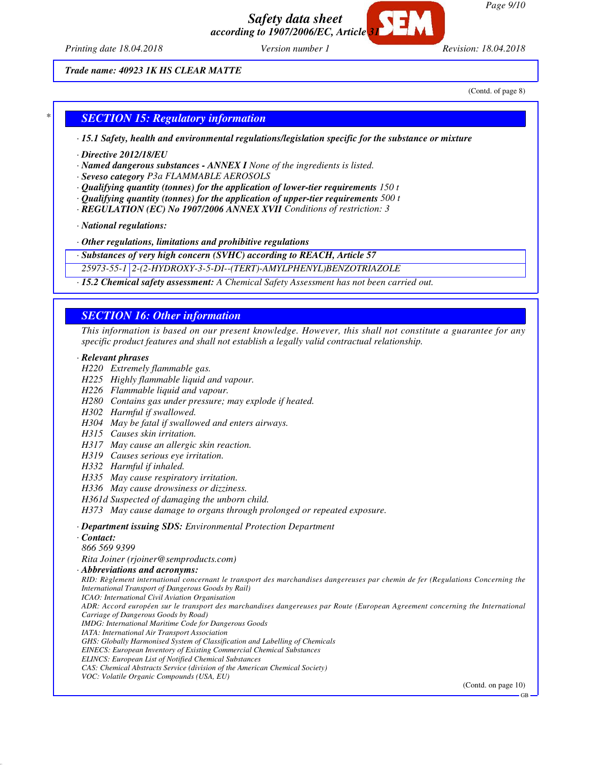Trade name: 40923 1K HS CLEAR MATTE

(Contd. of page 8)

## SECTION 15: Regulatory information

· **15.1 Safety, health and environmental regulations/legislation specific for the substance or mixture**

· **Directive 2012/18/EU**
· **Named dangerous substances - ANNEX I** None of the ingredients is listed.
· **Seveso category** P3a FLAMMABLE AEROSOLS
· **Qualifying quantity (tonnes) for the application of lower-tier requirements** 150 t
· **Qualifying quantity (tonnes) for the application of upper-tier requirements** 500 t
· **REGULATION (EC) No 1907/2006 ANNEX XVII** Conditions of restriction: 3

· **National regulations:**

· **Other regulations, limitations and prohibitive regulations**

| · **Substances of very high concern (SVHC) according to REACH, Article 57** | |
|---|---|
| 25973-55-1 | 2-(2-HYDROXY-3-5-DI--(TERT)-AMYLPHENYL)BENZOTRIAZOLE |

· **15.2 Chemical safety assessment:** A Chemical Safety Assessment has not been carried out.

## SECTION 16: Other information

This information is based on our present knowledge. However, this shall not constitute a guarantee for any specific product features and shall not establish a legally valid contractual relationship.

· **Relevant phrases**
H220 Extremely flammable gas.
H225 Highly flammable liquid and vapour.
H226 Flammable liquid and vapour.
H280 Contains gas under pressure; may explode if heated.
H302 Harmful if swallowed.
H304 May be fatal if swallowed and enters airways.
H315 Causes skin irritation.
H317 May cause an allergic skin reaction.
H319 Causes serious eye irritation.
H332 Harmful if inhaled.
H335 May cause respiratory irritation.
H336 May cause drowsiness or dizziness.
H361d Suspected of damaging the unborn child.
H373 May cause damage to organs through prolonged or repeated exposure.

· **Department issuing SDS:** Environmental Protection Department
· **Contact:**
866 569 9399
Rita Joiner (rjoiner@semproducts.com)
· **Abbreviations and acronyms:**
RID: Règlement international concernant le transport des marchandises dangereuses par chemin de fer (Regulations Concerning the International Transport of Dangerous Goods by Rail)
ICAO: International Civil Aviation Organisation
ADR: Accord européen sur le transport des marchandises dangereuses par Route (European Agreement concerning the International Carriage of Dangerous Goods by Road)
IMDG: International Maritime Code for Dangerous Goods
IATA: International Air Transport Association
GHS: Globally Harmonised System of Classification and Labelling of Chemicals
EINECS: European Inventory of Existing Commercial Chemical Substances
ELINCS: European List of Notified Chemical Substances
CAS: Chemical Abstracts Service (division of the American Chemical Society)
VOC: Volatile Organic Compounds (USA, EU)

(Contd. on page 10)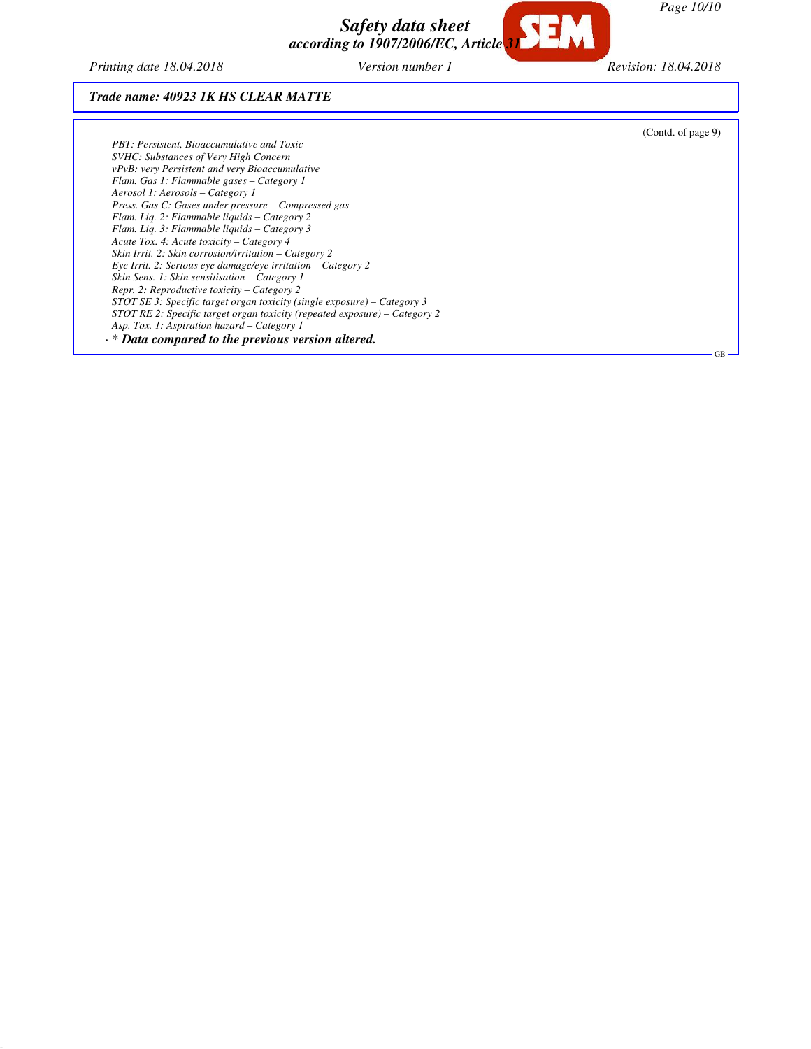Trade name: 40923 1K HS CLEAR MATTE

(Contd. of page 9)

*PBT: Persistent, Bioaccumulative and Toxic*
*SVHC: Substances of Very High Concern*
*vPvB: very Persistent and very Bioaccumulative*
*Flam. Gas 1: Flammable gases – Category 1*
*Aerosol 1: Aerosols – Category 1*
*Press. Gas C: Gases under pressure – Compressed gas*
*Flam. Liq. 2: Flammable liquids – Category 2*
*Flam. Liq. 3: Flammable liquids – Category 3*
*Acute Tox. 4: Acute toxicity – Category 4*
*Skin Irrit. 2: Skin corrosion/irritation – Category 2*
*Eye Irrit. 2: Serious eye damage/eye irritation – Category 2*
*Skin Sens. 1: Skin sensitisation – Category 1*
*Repr. 2: Reproductive toxicity – Category 2*
*STOT SE 3: Specific target organ toxicity (single exposure) – Category 3*
*STOT RE 2: Specific target organ toxicity (repeated exposure) – Category 2*
*Asp. Tox. 1: Aspiration hazard – Category 1*

· **\* Data compared to the previous version altered.**

GB